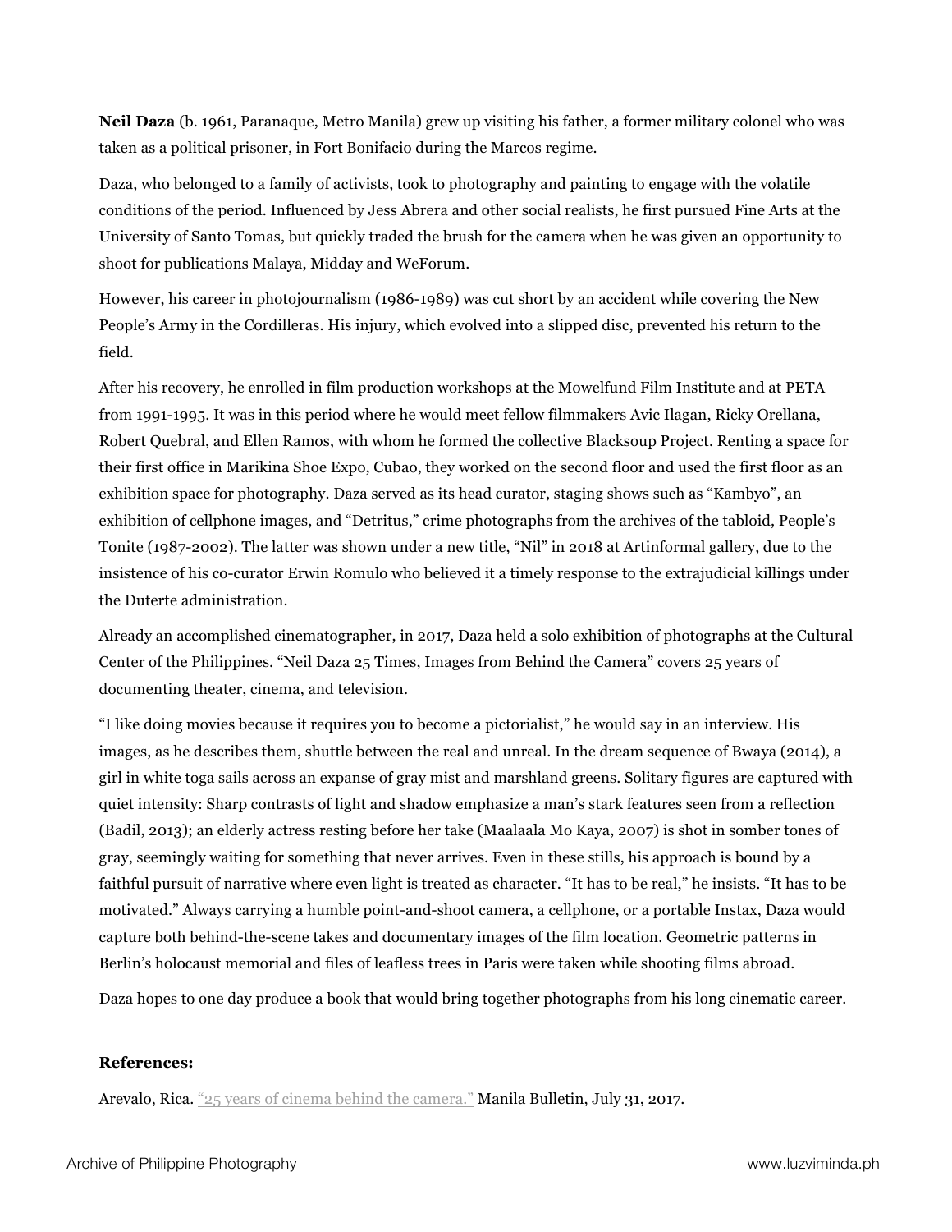**Neil Daza** (b. 1961, Paranaque, Metro Manila) grew up visiting his father, a former military colonel who was taken as a political prisoner, in Fort Bonifacio during the Marcos regime.

Daza, who belonged to a family of activists, took to photography and painting to engage with the volatile conditions of the period. Influenced by Jess Abrera and other social realists, he first pursued Fine Arts at the University of Santo Tomas, but quickly traded the brush for the camera when he was given an opportunity to shoot for publications Malaya, Midday and WeForum.

However, his career in photojournalism (1986-1989) was cut short by an accident while covering the New People's Army in the Cordilleras. His injury, which evolved into a slipped disc, prevented his return to the field.

After his recovery, he enrolled in film production workshops at the Mowelfund Film Institute and at PETA from 1991-1995. It was in this period where he would meet fellow filmmakers Avic Ilagan, Ricky Orellana, Robert Quebral, and Ellen Ramos, with whom he formed the collective Blacksoup Project. Renting a space for their first office in Marikina Shoe Expo, Cubao, they worked on the second floor and used the first floor as an exhibition space for photography. Daza served as its head curator, staging shows such as "Kambyo", an exhibition of cellphone images, and "Detritus," crime photographs from the archives of the tabloid, People's Tonite (1987-2002). The latter was shown under a new title, "Nil" in 2018 at Artinformal gallery, due to the insistence of his co-curator Erwin Romulo who believed it a timely response to the extrajudicial killings under the Duterte administration.

Already an accomplished cinematographer, in 2017, Daza held a solo exhibition of photographs at the Cultural Center of the Philippines. "Neil Daza 25 Times, Images from Behind the Camera" covers 25 years of documenting theater, cinema, and television.

"I like doing movies because it requires you to become a pictorialist," he would say in an interview. His images, as he describes them, shuttle between the real and unreal. In the dream sequence of Bwaya (2014), a girl in white toga sails across an expanse of gray mist and marshland greens. Solitary figures are captured with quiet intensity: Sharp contrasts of light and shadow emphasize a man's stark features seen from a reflection (Badil, 2013); an elderly actress resting before her take (Maalaala Mo Kaya, 2007) is shot in somber tones of gray, seemingly waiting for something that never arrives. Even in these stills, his approach is bound by a faithful pursuit of narrative where even light is treated as character. "It has to be real," he insists. "It has to be motivated." Always carrying a humble point-and-shoot camera, a cellphone, or a portable Instax, Daza would capture both behind-the-scene takes and documentary images of the film location. Geometric patterns in Berlin's holocaust memorial and files of leafless trees in Paris were taken while shooting films abroad.

Daza hopes to one day produce a book that would bring together photographs from his long cinematic career.

**References:**

Arevalo, Rica. "25 years of cinema behind the camera." Manila Bulletin, July 31, 2017.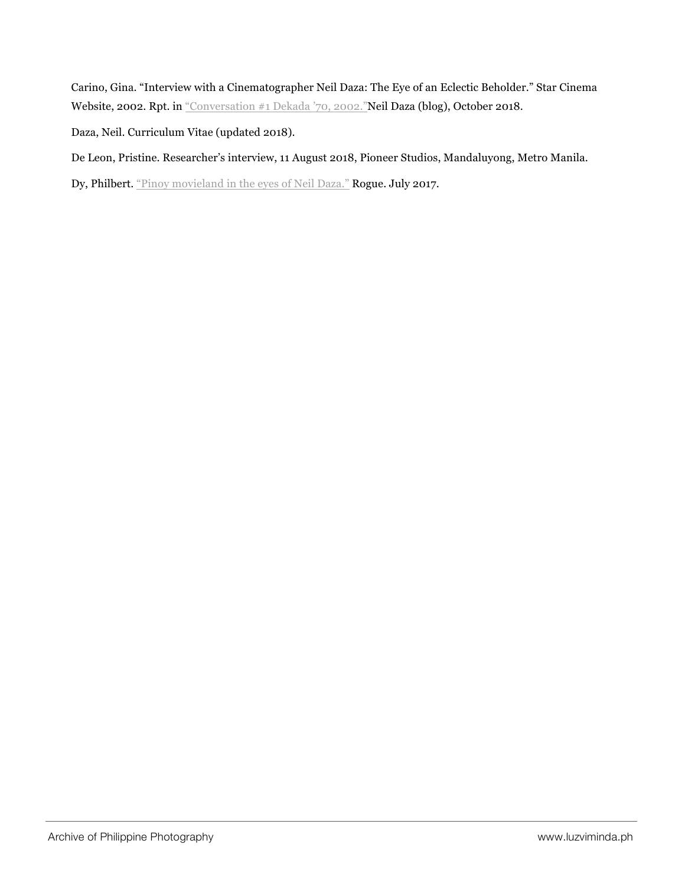Carino, Gina. "Interview with a Cinematographer Neil Daza: The Eye of an Eclectic Beholder." Star Cinema Website, 2002. Rpt. in "Conversation #1 Dekada '70, 2002."Neil Daza (blog), October 2018.

Daza, Neil. Curriculum Vitae (updated 2018).

De Leon, Pristine. Researcher's interview, 11 August 2018, Pioneer Studios, Mandaluyong, Metro Manila.

Dy, Philbert. "Pinoy movieland in the eyes of Neil Daza." Rogue. July 2017.